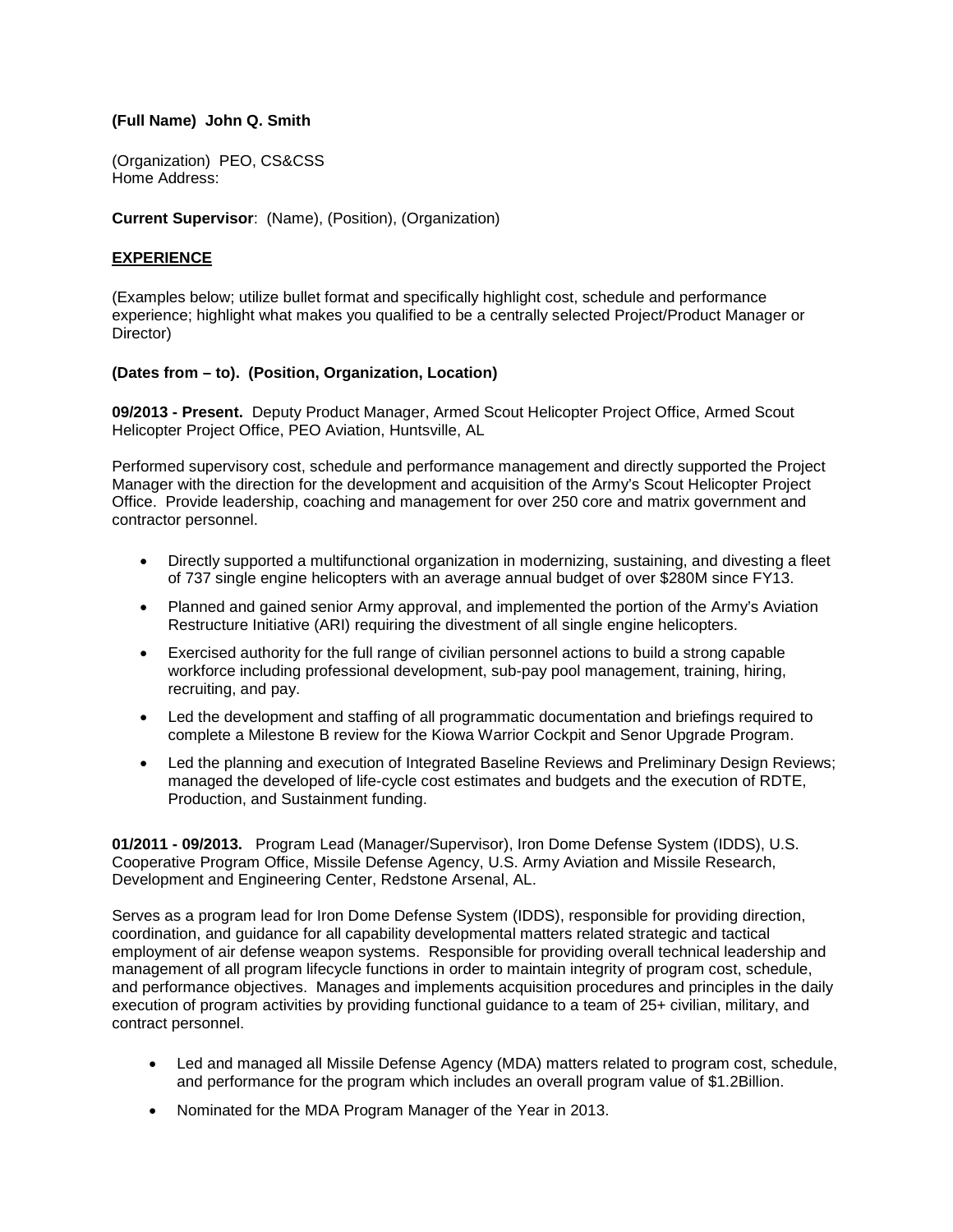**(Full Name) John Q. Smith**

(Organization) PEO, CS&CSS
Home Address:

**Current Supervisor**: (Name), (Position), (Organization)

## **EXPERIENCE**

(Examples below; utilize bullet format and specifically highlight cost, schedule and performance experience; highlight what makes you qualified to be a centrally selected Project/Product Manager or Director)

**(Dates from – to). (Position, Organization, Location)**

**09/2013 - Present.** Deputy Product Manager, Armed Scout Helicopter Project Office, Armed Scout Helicopter Project Office, PEO Aviation, Huntsville, AL

Performed supervisory cost, schedule and performance management and directly supported the Project Manager with the direction for the development and acquisition of the Army's Scout Helicopter Project Office. Provide leadership, coaching and management for over 250 core and matrix government and contractor personnel.

- Directly supported a multifunctional organization in modernizing, sustaining, and divesting a fleet of 737 single engine helicopters with an average annual budget of over $280M since FY13.
- Planned and gained senior Army approval, and implemented the portion of the Army's Aviation Restructure Initiative (ARI) requiring the divestment of all single engine helicopters.
- Exercised authority for the full range of civilian personnel actions to build a strong capable workforce including professional development, sub-pay pool management, training, hiring, recruiting, and pay.
- Led the development and staffing of all programmatic documentation and briefings required to complete a Milestone B review for the Kiowa Warrior Cockpit and Senor Upgrade Program.
- Led the planning and execution of Integrated Baseline Reviews and Preliminary Design Reviews; managed the developed of life-cycle cost estimates and budgets and the execution of RDTE, Production, and Sustainment funding.

**01/2011 - 09/2013.** Program Lead (Manager/Supervisor), Iron Dome Defense System (IDDS), U.S. Cooperative Program Office, Missile Defense Agency, U.S. Army Aviation and Missile Research, Development and Engineering Center, Redstone Arsenal, AL.

Serves as a program lead for Iron Dome Defense System (IDDS), responsible for providing direction, coordination, and guidance for all capability developmental matters related strategic and tactical employment of air defense weapon systems. Responsible for providing overall technical leadership and management of all program lifecycle functions in order to maintain integrity of program cost, schedule, and performance objectives. Manages and implements acquisition procedures and principles in the daily execution of program activities by providing functional guidance to a team of 25+ civilian, military, and contract personnel.

- Led and managed all Missile Defense Agency (MDA) matters related to program cost, schedule, and performance for the program which includes an overall program value of $1.2Billion.
- Nominated for the MDA Program Manager of the Year in 2013.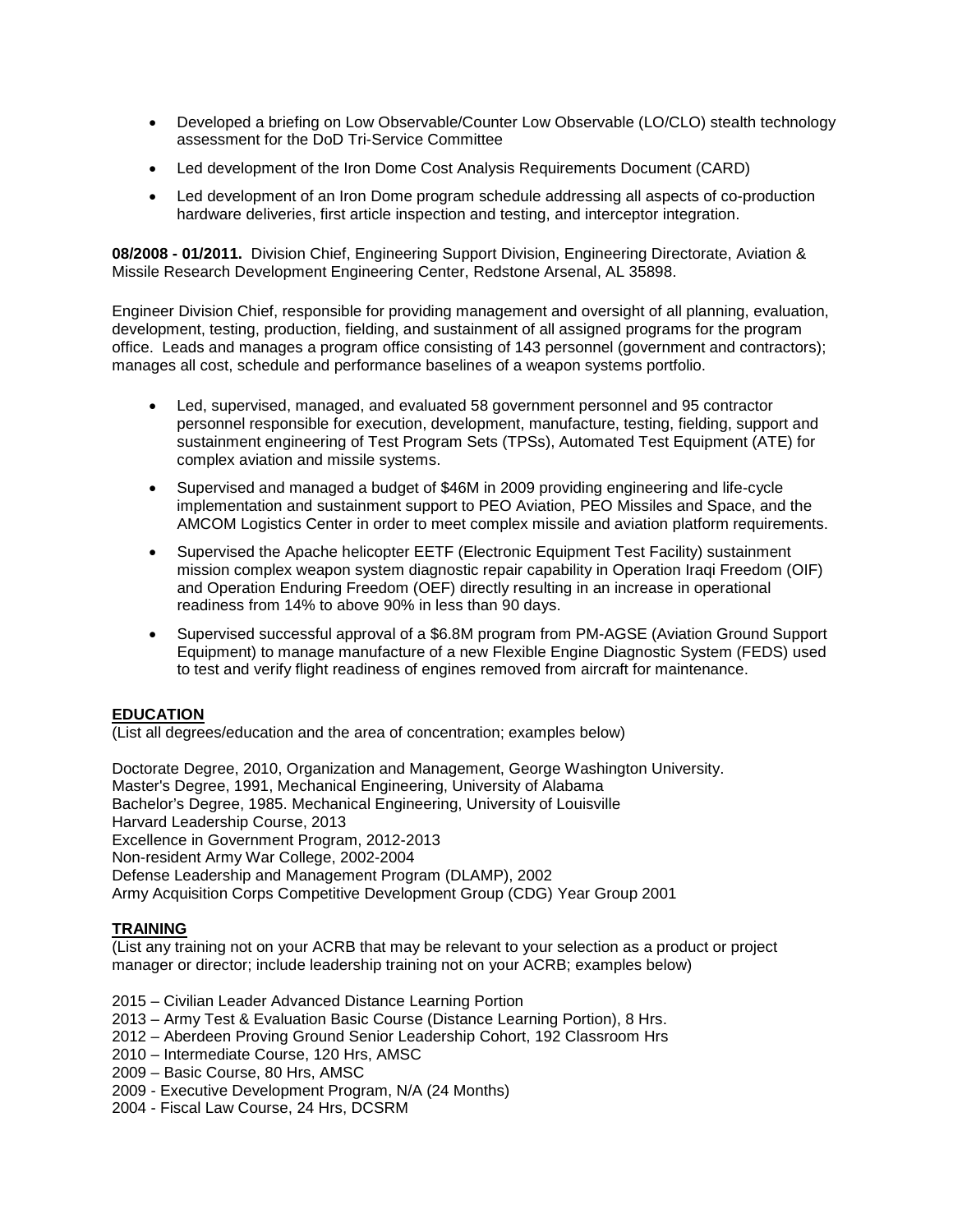- Developed a briefing on Low Observable/Counter Low Observable (LO/CLO) stealth technology assessment for the DoD Tri-Service Committee
- Led development of the Iron Dome Cost Analysis Requirements Document (CARD)
- Led development of an Iron Dome program schedule addressing all aspects of co-production hardware deliveries, first article inspection and testing, and interceptor integration.

**08/2008 - 01/2011.** Division Chief, Engineering Support Division, Engineering Directorate, Aviation & Missile Research Development Engineering Center, Redstone Arsenal, AL 35898.

Engineer Division Chief, responsible for providing management and oversight of all planning, evaluation, development, testing, production, fielding, and sustainment of all assigned programs for the program office. Leads and manages a program office consisting of 143 personnel (government and contractors); manages all cost, schedule and performance baselines of a weapon systems portfolio.

- Led, supervised, managed, and evaluated 58 government personnel and 95 contractor personnel responsible for execution, development, manufacture, testing, fielding, support and sustainment engineering of Test Program Sets (TPSs), Automated Test Equipment (ATE) for complex aviation and missile systems.
- Supervised and managed a budget of $46M in 2009 providing engineering and life-cycle implementation and sustainment support to PEO Aviation, PEO Missiles and Space, and the AMCOM Logistics Center in order to meet complex missile and aviation platform requirements.
- Supervised the Apache helicopter EETF (Electronic Equipment Test Facility) sustainment mission complex weapon system diagnostic repair capability in Operation Iraqi Freedom (OIF) and Operation Enduring Freedom (OEF) directly resulting in an increase in operational readiness from 14% to above 90% in less than 90 days.
- Supervised successful approval of a $6.8M program from PM-AGSE (Aviation Ground Support Equipment) to manage manufacture of a new Flexible Engine Diagnostic System (FEDS) used to test and verify flight readiness of engines removed from aircraft for maintenance.

**EDUCATION**

(List all degrees/education and the area of concentration; examples below)

Doctorate Degree, 2010, Organization and Management, George Washington University.
Master's Degree, 1991, Mechanical Engineering, University of Alabama
Bachelor's Degree, 1985. Mechanical Engineering, University of Louisville
Harvard Leadership Course, 2013
Excellence in Government Program, 2012-2013
Non-resident Army War College, 2002-2004
Defense Leadership and Management Program (DLAMP), 2002
Army Acquisition Corps Competitive Development Group (CDG) Year Group 2001

**TRAINING**

(List any training not on your ACRB that may be relevant to your selection as a product or project manager or director; include leadership training not on your ACRB; examples below)

2015 – Civilian Leader Advanced Distance Learning Portion
2013 – Army Test & Evaluation Basic Course (Distance Learning Portion), 8 Hrs.
2012 – Aberdeen Proving Ground Senior Leadership Cohort, 192 Classroom Hrs
2010 – Intermediate Course, 120 Hrs, AMSC
2009 – Basic Course, 80 Hrs, AMSC
2009 - Executive Development Program, N/A (24 Months)
2004 - Fiscal Law Course, 24 Hrs, DCSRM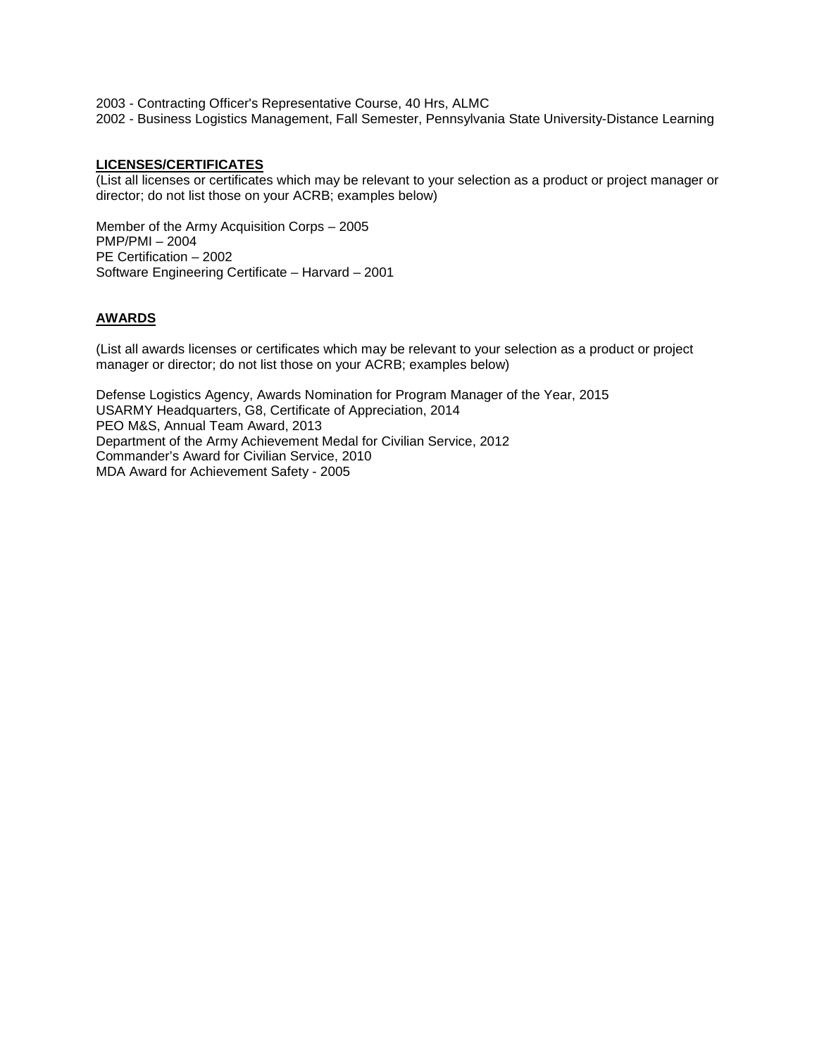2003 - Contracting Officer's Representative Course, 40 Hrs, ALMC
2002 - Business Logistics Management, Fall Semester, Pennsylvania State University-Distance Learning

## **LICENSES/CERTIFICATES**

(List all licenses or certificates which may be relevant to your selection as a product or project manager or director; do not list those on your ACRB; examples below)

Member of the Army Acquisition Corps – 2005
PMP/PMI – 2004
PE Certification – 2002
Software Engineering Certificate – Harvard – 2001

## **AWARDS**

(List all awards licenses or certificates which may be relevant to your selection as a product or project manager or director; do not list those on your ACRB; examples below)

Defense Logistics Agency, Awards Nomination for Program Manager of the Year, 2015
USARMY Headquarters, G8, Certificate of Appreciation, 2014
PEO M&S, Annual Team Award, 2013
Department of the Army Achievement Medal for Civilian Service, 2012
Commander's Award for Civilian Service, 2010
MDA Award for Achievement Safety - 2005